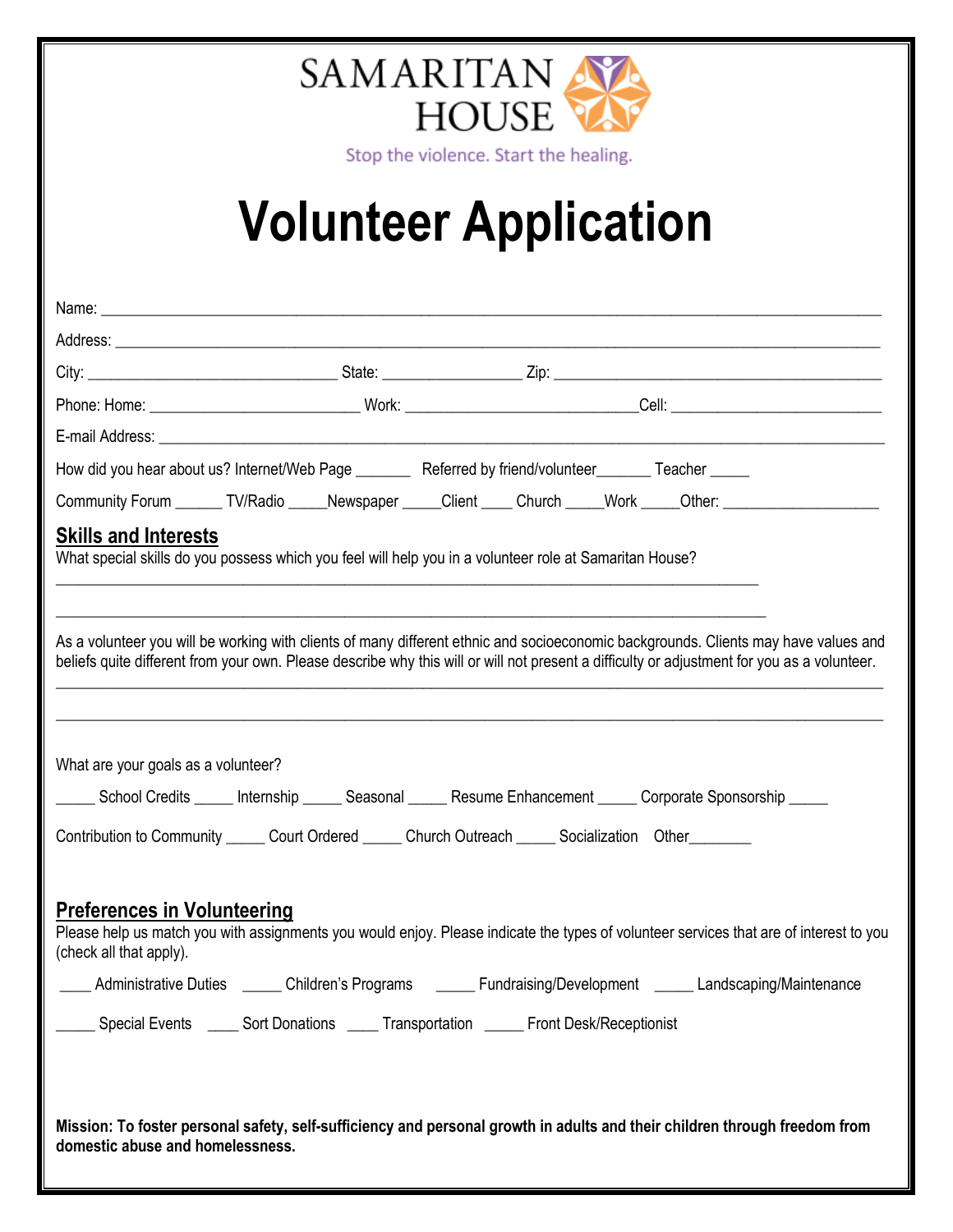SAMARITAN HOUSE

Stop the violence. Start the healing.

# Volunteer Application

Name: ______________________________________________________________________________

Address: ____________________________________________________________________________

City: ___________________________ State: _______________ Zip: ____________________________________

Phone: Home: _______________________ Work: _________________________Cell: _______________________

E-mail Address: ______________________________________________________________________________

How did you hear about us? Internet/Web Page _______ Referred by friend/volunteer_______ Teacher _____

Community Forum ______ TV/Radio _____Newspaper _____Client ____ Church _____Work _____Other: ________________

## Skills and Interests

What special skills do you possess which you feel will help you in a volunteer role at Samaritan House?

______________________________________________________________________________

______________________________________________________________________________

As a volunteer you will be working with clients of many different ethnic and socioeconomic backgrounds. Clients may have values and beliefs quite different from your own. Please describe why this will or will not present a difficulty or adjustment for you as a volunteer.

______________________________________________________________________________

______________________________________________________________________________

What are your goals as a volunteer?

_____ School Credits _____ Internship _____ Seasonal _____ Resume Enhancement _____ Corporate Sponsorship _____

Contribution to Community _____ Court Ordered _____ Church Outreach _____ Socialization Other________

## Preferences in Volunteering

Please help us match you with assignments you would enjoy. Please indicate the types of volunteer services that are of interest to you (check all that apply).

____ Administrative Duties _____ Children's Programs _____ Fundraising/Development _____ Landscaping/Maintenance

_____ Special Events ____ Sort Donations ____ Transportation _____ Front Desk/Receptionist

**Mission: To foster personal safety, self-sufficiency and personal growth in adults and their children through freedom from domestic abuse and homelessness.**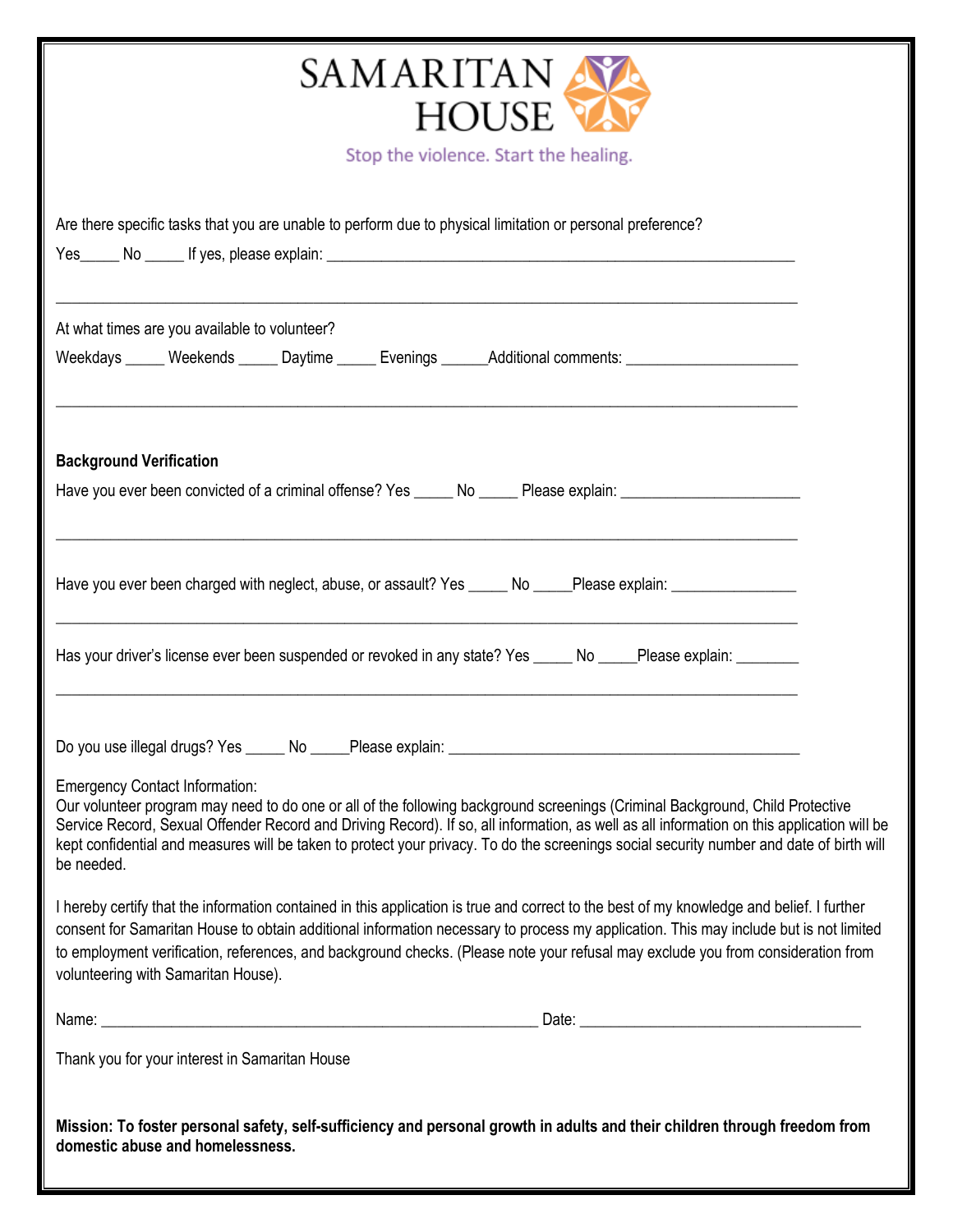SAMARITAN HOUSE

Stop the violence. Start the healing.

Are there specific tasks that you are unable to perform due to physical limitation or personal preference?

Yes_____ No _____ If yes, please explain: ____________________________________________________________

______________________________________________________________________________________________

At what times are you available to volunteer?

Weekdays _____ Weekends _____ Daytime _____ Evenings ______Additional comments: ______________________

______________________________________________________________________________________________

**Background Verification**

Have you ever been convicted of a criminal offense? Yes _____ No _____ Please explain: ______________________

______________________________________________________________________________________________

Have you ever been charged with neglect, abuse, or assault? Yes _____ No _____Please explain: _______________

______________________________________________________________________________________________

Has your driver's license ever been suspended or revoked in any state? Yes _____ No _____Please explain: ________

______________________________________________________________________________________________

Do you use illegal drugs? Yes _____ No _____Please explain: _____________________________________________

Emergency Contact Information:
Our volunteer program may need to do one or all of the following background screenings (Criminal Background, Child Protective Service Record, Sexual Offender Record and Driving Record). If so, all information, as well as all information on this application will be kept confidential and measures will be taken to protect your privacy. To do the screenings social security number and date of birth will be needed.

I hereby certify that the information contained in this application is true and correct to the best of my knowledge and belief. I further consent for Samaritan House to obtain additional information necessary to process my application. This may include but is not limited to employment verification, references, and background checks. (Please note your refusal may exclude you from consideration from volunteering with Samaritan House).

Name: _________________________________________________________ Date: ____________________________________

Thank you for your interest in Samaritan House

**Mission: To foster personal safety, self-sufficiency and personal growth in adults and their children through freedom from domestic abuse and homelessness.**